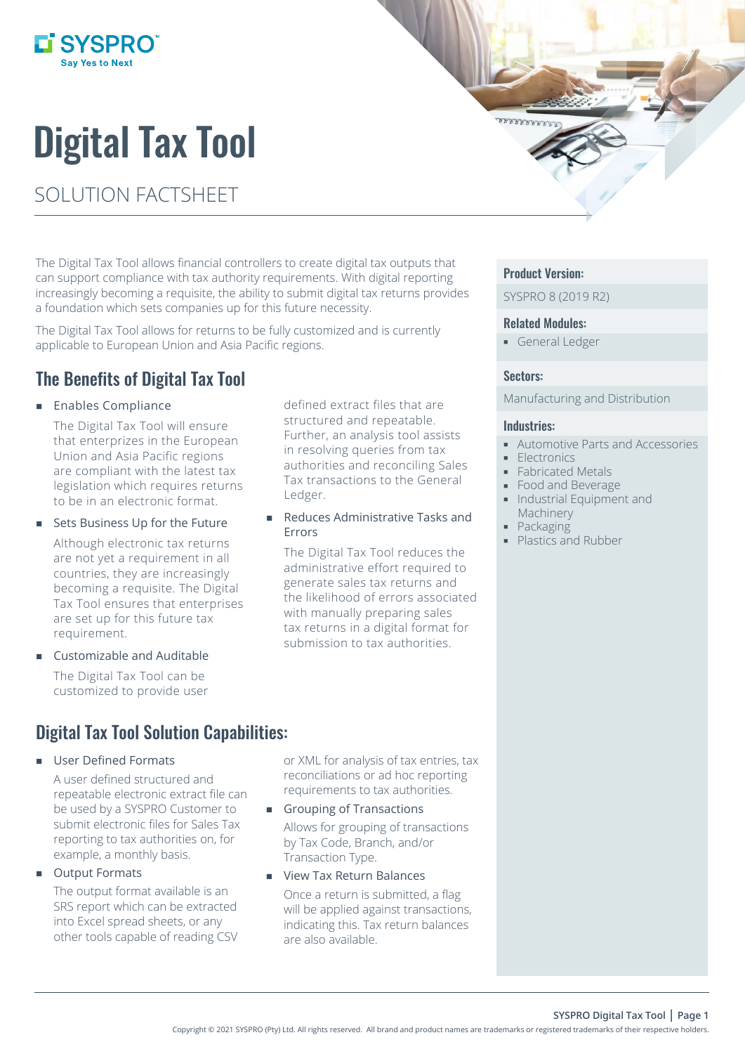SYSPRO
Say Yes to Next

# Digital Tax Tool

SOLUTION FACTSHEET

The Digital Tax Tool allows financial controllers to create digital tax outputs that can support compliance with tax authority requirements. With digital reporting increasingly becoming a requisite, the ability to submit digital tax returns provides a foundation which sets companies up for this future necessity.

The Digital Tax Tool allows for returns to be fully customized and is currently applicable to European Union and Asia Pacific regions.

## The Benefits of Digital Tax Tool

- Enables Compliance

  The Digital Tax Tool will ensure that enterprizes in the European Union and Asia Pacific regions are compliant with the latest tax legislation which requires returns to be in an electronic format.

- Sets Business Up for the Future

  Although electronic tax returns are not yet a requirement in all countries, they are increasingly becoming a requisite. The Digital Tax Tool ensures that enterprises are set up for this future tax requirement.

- Customizable and Auditable

  The Digital Tax Tool can be customized to provide user defined extract files that are structured and repeatable. Further, an analysis tool assists in resolving queries from tax authorities and reconciling Sales Tax transactions to the General Ledger.

- Reduces Administrative Tasks and Errors

  The Digital Tax Tool reduces the administrative effort required to generate sales tax returns and the likelihood of errors associated with manually preparing sales tax returns in a digital format for submission to tax authorities.

## Digital Tax Tool Solution Capabilities:

- User Defined Formats

  A user defined structured and repeatable electronic extract file can be used by a SYSPRO Customer to submit electronic files for Sales Tax reporting to tax authorities on, for example, a monthly basis.

- Output Formats

  The output format available is an SRS report which can be extracted into Excel spread sheets, or any other tools capable of reading CSV or XML for analysis of tax entries, tax reconciliations or ad hoc reporting requirements to tax authorities.

- Grouping of Transactions

  Allows for grouping of transactions by Tax Code, Branch, and/or Transaction Type.

- View Tax Return Balances

  Once a return is submitted, a flag will be applied against transactions, indicating this. Tax return balances are also available.

### Product Version:

SYSPRO 8 (2019 R2)

### Related Modules:

- General Ledger

### Sectors:

Manufacturing and Distribution

### Industries:

- Automotive Parts and Accessories
- Electronics
- Fabricated Metals
- Food and Beverage
- Industrial Equipment and Machinery
- Packaging
- Plastics and Rubber

Copyright © 2021 SYSPRO (Pty) Ltd. All rights reserved. All brand and product names are trademarks or registered trademarks of their respective holders.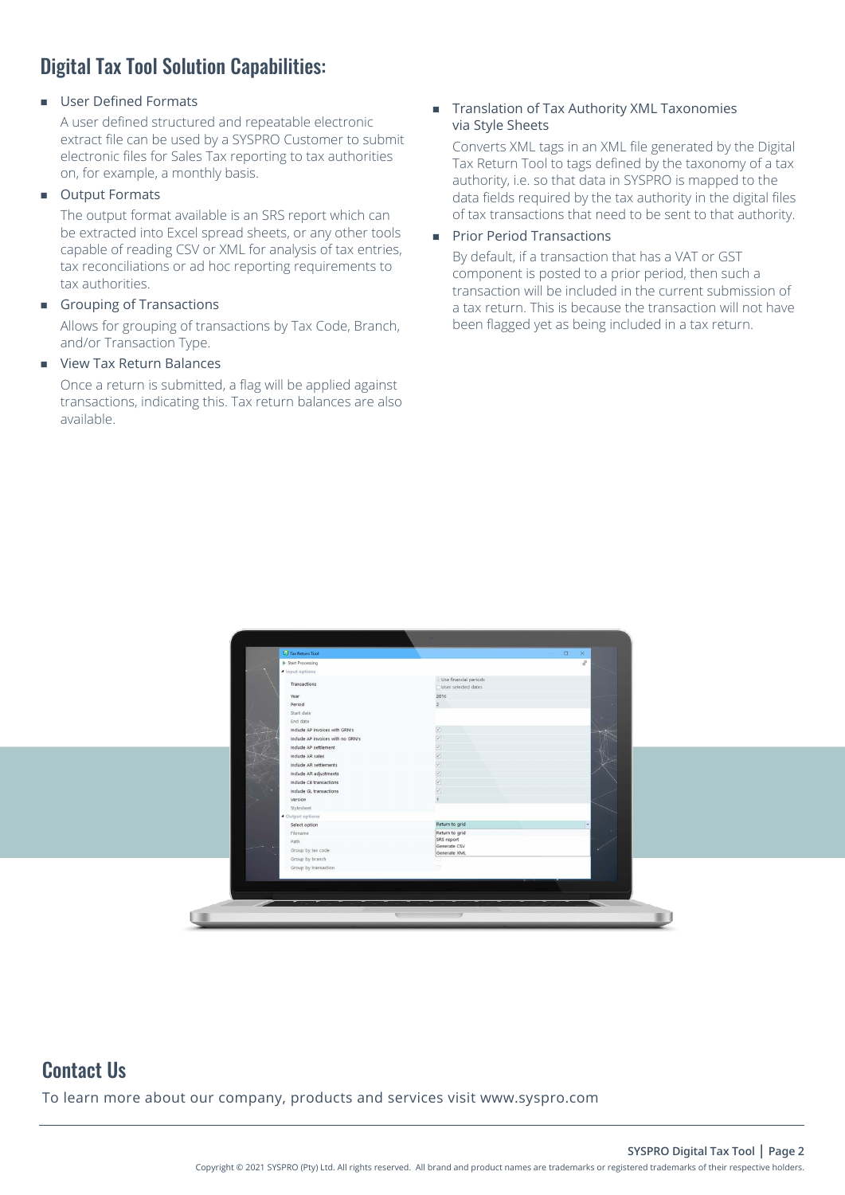## Digital Tax Tool Solution Capabilities:

- User Defined Formats

  A user defined structured and repeatable electronic extract file can be used by a SYSPRO Customer to submit electronic files for Sales Tax reporting to tax authorities on, for example, a monthly basis.

- Output Formats

  The output format available is an SRS report which can be extracted into Excel spread sheets, or any other tools capable of reading CSV or XML for analysis of tax entries, tax reconciliations or ad hoc reporting requirements to tax authorities.

- Grouping of Transactions

  Allows for grouping of transactions by Tax Code, Branch, and/or Transaction Type.

- View Tax Return Balances

  Once a return is submitted, a flag will be applied against transactions, indicating this. Tax return balances are also available.

- Translation of Tax Authority XML Taxonomies via Style Sheets

  Converts XML tags in an XML file generated by the Digital Tax Return Tool to tags defined by the taxonomy of a tax authority, i.e. so that data in SYSPRO is mapped to the data fields required by the tax authority in the digital files of tax transactions that need to be sent to that authority.

- Prior Period Transactions

  By default, if a transaction that has a VAT or GST component is posted to a prior period, then such a transaction will be included in the current submission of a tax return. This is because the transaction will not have been flagged yet as being included in a tax return.

## Contact Us

To learn more about our company, products and services visit www.syspro.com

Copyright © 2021 SYSPRO (Pty) Ltd. All rights reserved. All brand and product names are trademarks or registered trademarks of their respective holders.